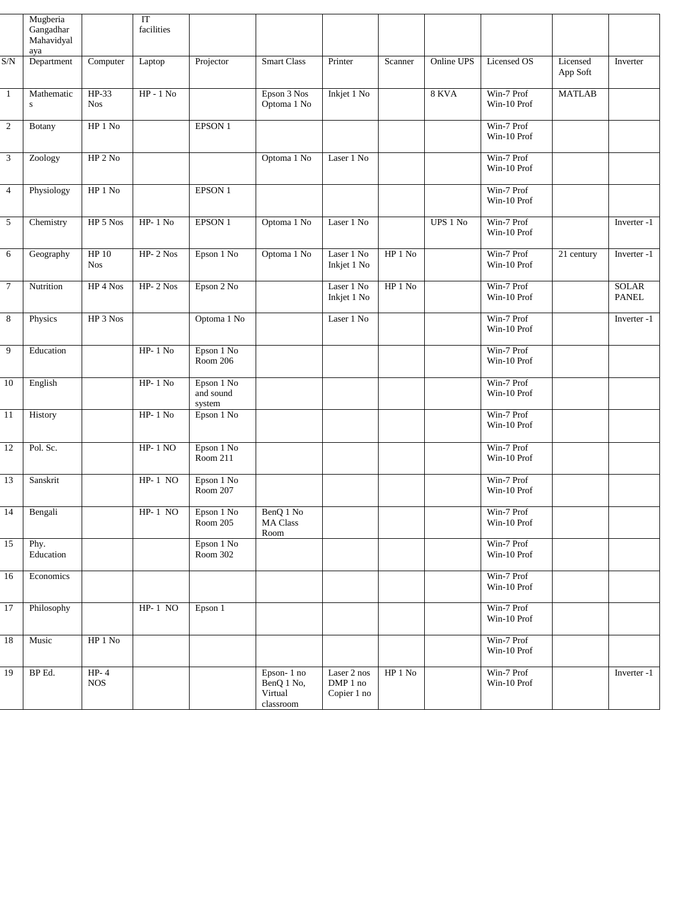|  | Mugberia Gangadhar Mahavidyalaya |  | IT facilities |  |  |  |  |  |  |  |  |
|---|---|---|---|---|---|---|---|---|---|---|---|
| S/N | Department | Computer | Laptop | Projector | Smart Class | Printer | Scanner | Online UPS | Licensed OS | Licensed App Soft | Inverter |
| 1 | Mathematics | HP-33 Nos | HP - 1 No |  | Epson 3 Nos Optoma 1 No | Inkjet 1 No |  | 8 KVA | Win-7 Prof Win-10 Prof | MATLAB |  |
| 2 | Botany | HP 1 No |  | EPSON 1 |  |  |  |  | Win-7 Prof Win-10 Prof |  |  |
| 3 | Zoology | HP 2 No |  |  | Optoma 1 No | Laser 1 No |  |  | Win-7 Prof Win-10 Prof |  |  |
| 4 | Physiology | HP 1 No |  | EPSON 1 |  |  |  |  | Win-7 Prof Win-10 Prof |  |  |
| 5 | Chemistry | HP 5 Nos | HP- 1 No | EPSON 1 | Optoma 1 No | Laser 1 No |  | UPS 1 No | Win-7 Prof Win-10 Prof |  | Inverter -1 |
| 6 | Geography | HP 10 Nos | HP- 2 Nos | Epson 1 No | Optoma 1 No | Laser 1 No Inkjet 1 No | HP 1 No |  | Win-7 Prof Win-10 Prof | 21 century | Inverter -1 |
| 7 | Nutrition | HP 4 Nos | HP- 2 Nos | Epson 2 No |  | Laser 1 No Inkjet 1 No | HP 1 No |  | Win-7 Prof Win-10 Prof |  | SOLAR PANEL |
| 8 | Physics | HP 3 Nos |  | Optoma 1 No |  | Laser 1 No |  |  | Win-7 Prof Win-10 Prof |  | Inverter -1 |
| 9 | Education |  | HP- 1 No | Epson 1 No Room 206 |  |  |  |  | Win-7 Prof Win-10 Prof |  |  |
| 10 | English |  | HP- 1 No | Epson 1 No and sound system |  |  |  |  | Win-7 Prof Win-10 Prof |  |  |
| 11 | History |  | HP- 1 No | Epson 1 No |  |  |  |  | Win-7 Prof Win-10 Prof |  |  |
| 12 | Pol. Sc. |  | HP- 1 NO | Epson 1 No Room 211 |  |  |  |  | Win-7 Prof Win-10 Prof |  |  |
| 13 | Sanskrit |  | HP- 1 NO | Epson 1 No Room 207 |  |  |  |  | Win-7 Prof Win-10 Prof |  |  |
| 14 | Bengali |  | HP- 1 NO | Epson 1 No Room 205 | BenQ 1 No MA Class Room |  |  |  | Win-7 Prof Win-10 Prof |  |  |
| 15 | Phy. Education |  |  | Epson 1 No Room 302 |  |  |  |  | Win-7 Prof Win-10 Prof |  |  |
| 16 | Economics |  |  |  |  |  |  |  | Win-7 Prof Win-10 Prof |  |  |
| 17 | Philosophy |  | HP- 1 NO | Epson 1 |  |  |  |  | Win-7 Prof Win-10 Prof |  |  |
| 18 | Music | HP 1 No |  |  |  |  |  |  | Win-7 Prof Win-10 Prof |  |  |
| 19 | BP Ed. | HP- 4 NOS |  |  | Epson- 1 no BenQ 1 No, Virtual classroom | Laser 2 nos DMP 1 no Copier 1 no | HP 1 No |  | Win-7 Prof Win-10 Prof |  | Inverter -1 |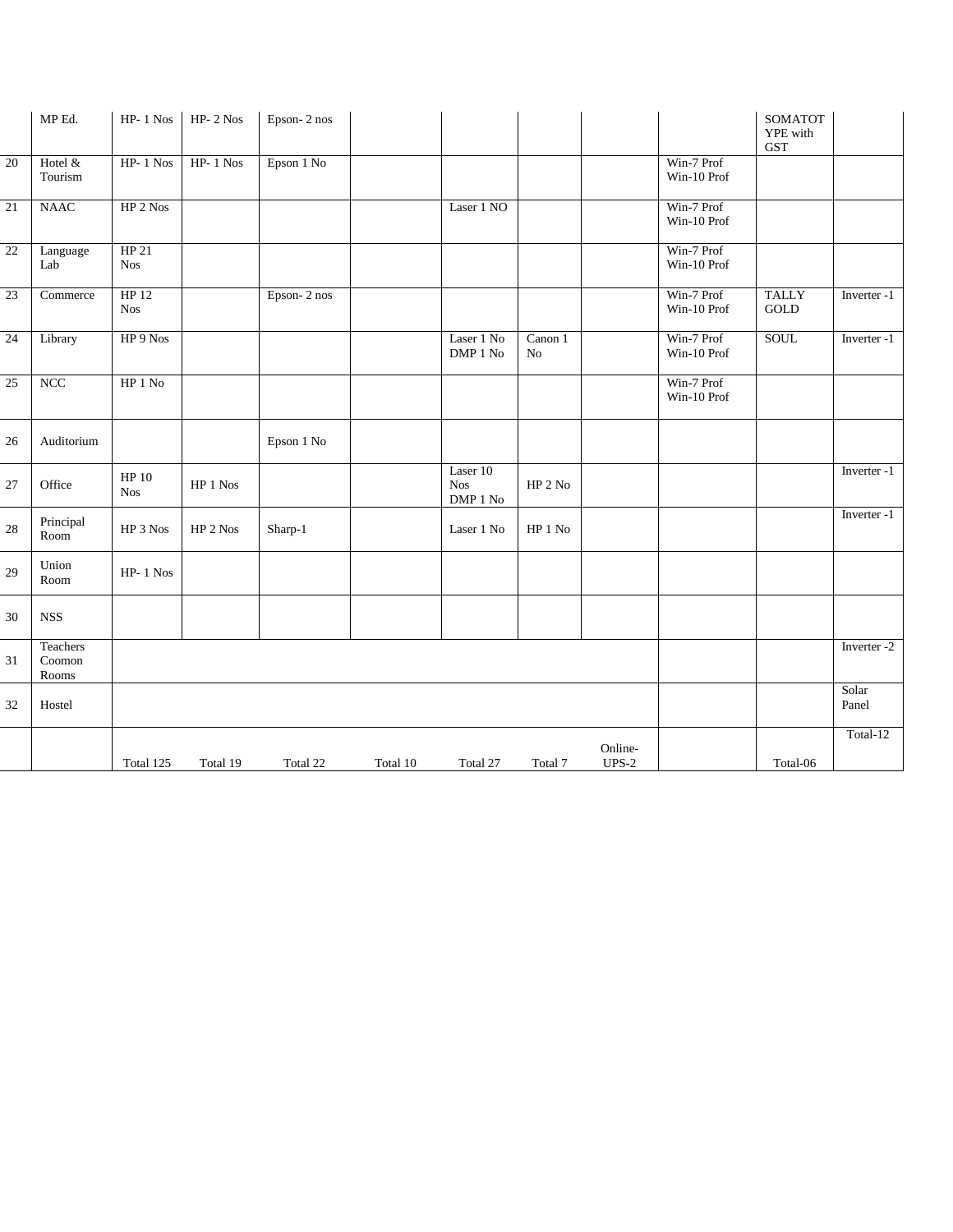| | | | | | | | | | | | |
|---|---|---|---|---|---|---|---|---|---|---|---|
| | MP Ed. | HP- 1 Nos | HP- 2 Nos | Epson- 2 nos | | | | | | SOMATOTYPE with GST | |
| 20 | Hotel & Tourism | HP- 1 Nos | HP- 1 Nos | Epson 1 No | | | | | Win-7 Prof Win-10 Prof | | |
| 21 | NAAC | HP 2 Nos | | | | Laser 1 NO | | | Win-7 Prof Win-10 Prof | | |
| 22 | Language Lab | HP 21 Nos | | | | | | | Win-7 Prof Win-10 Prof | | |
| 23 | Commerce | HP 12 Nos | | Epson- 2 nos | | | | | Win-7 Prof Win-10 Prof | TALLY GOLD | Inverter -1 |
| 24 | Library | HP 9 Nos | | | | Laser 1 No DMP 1 No | Canon 1 No | | Win-7 Prof Win-10 Prof | SOUL | Inverter -1 |
| 25 | NCC | HP 1 No | | | | | | | Win-7 Prof Win-10 Prof | | |
| 26 | Auditorium | | | Epson 1 No | | | | | | | |
| 27 | Office | HP 10 Nos | HP 1 Nos | | | Laser 10 Nos DMP 1 No | HP 2 No | | | | Inverter -1 |
| 28 | Principal Room | HP 3 Nos | HP 2 Nos | Sharp-1 | | Laser 1 No | HP 1 No | | | | Inverter -1 |
| 29 | Union Room | HP- 1 Nos | | | | | | | | | |
| 30 | NSS | | | | | | | | | | |
| 31 | Teachers Coomon Rooms | | | | | | | | | | Inverter -2 |
| 32 | Hostel | | | | | | | | | | Solar Panel |
| | | Total 125 | Total 19 | Total 22 | Total 10 | Total 27 | Total 7 | Online-UPS-2 | | Total-06 | Total-12 |